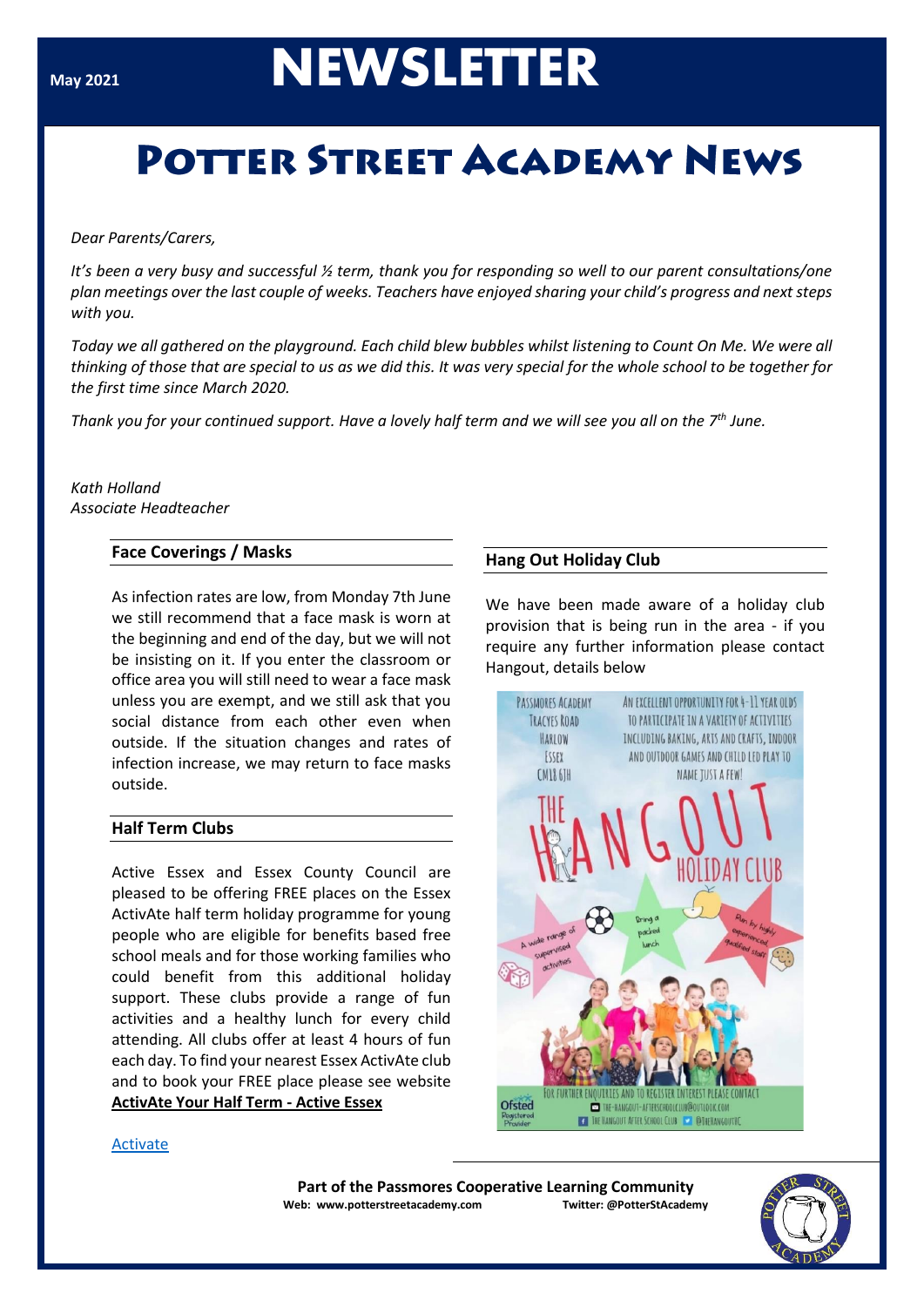May 2021

# NEWSLETTER

# Potter Street Academy News

*Dear Parents/Carers,*

*It's been a very busy and successful ½ term, thank you for responding so well to our parent consultations/one plan meetings over the last couple of weeks. Teachers have enjoyed sharing your child's progress and next steps with you.*

*Today we all gathered on the playground. Each child blew bubbles whilst listening to Count On Me. We were all thinking of those that are special to us as we did this. It was very special for the whole school to be together for the first time since March 2020.*

*Thank you for your continued support. Have a lovely half term and we will see you all on the 7th June.*

*Kath Holland*
*Associate Headteacher*

## Face Coverings / Masks

As infection rates are low, from Monday 7th June we still recommend that a face mask is worn at the beginning and end of the day, but we will not be insisting on it. If you enter the classroom or office area you will still need to wear a face mask unless you are exempt, and we still ask that you social distance from each other even when outside. If the situation changes and rates of infection increase, we may return to face masks outside.

## Half Term Clubs

Active Essex and Essex County Council are pleased to be offering FREE places on the Essex ActivAte half term holiday programme for young people who are eligible for benefits based free school meals and for those working families who could benefit from this additional holiday support. These clubs provide a range of fun activities and a healthy lunch for every child attending. All clubs offer at least 4 hours of fun each day. To find your nearest Essex ActivAte club and to book your FREE place please see website **ActivAte Your Half Term - Active Essex**

Activate

## Hang Out Holiday Club

We have been made aware of a holiday club provision that is being run in the area - if you require any further information please contact Hangout, details below

Passmores Academy
Tracyes Road
Harlow
Essex
CM18 6JH

An excellent opportunity for 4-11 year olds to participate in a variety of activities including baking, arts and crafts, indoor and outdoor games and child led play to name just a few!

THE HANGOUT HOLIDAY CLUB

A wide range of supervised activities

Bring a packed lunch

Run by highly experienced qualified staff

For further enquiries and to register interest please contact
the-hangout-afterschoolclub@outlook.com
The Hangout After School Club @TheHangoutHC

Ofsted Registered Provider

**Part of the Passmores Cooperative Learning Community**
**Web: www.potterstreetacademy.com** **Twitter: @PotterStAcademy**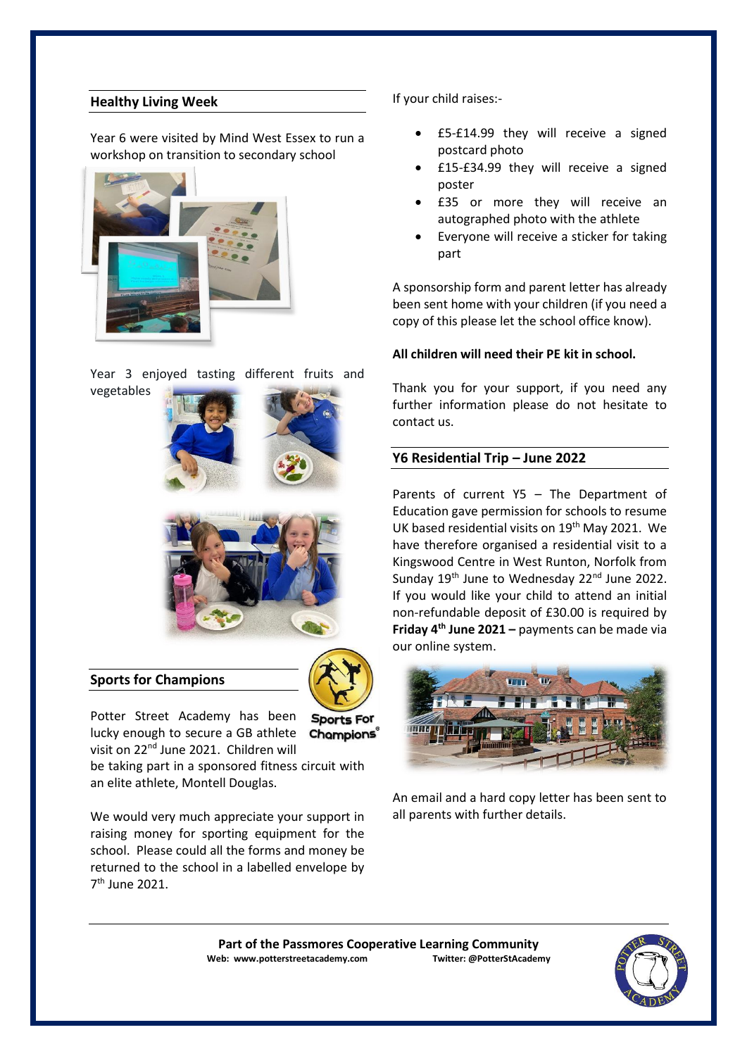## Healthy Living Week

Year 6 were visited by Mind West Essex to run a workshop on transition to secondary school

Year 3 enjoyed tasting different fruits and vegetables

## Sports for Champions

Potter Street Academy has been lucky enough to secure a GB athlete visit on 22nd June 2021. Children will be taking part in a sponsored fitness circuit with an elite athlete, Montell Douglas.

We would very much appreciate your support in raising money for sporting equipment for the school. Please could all the forms and money be returned to the school in a labelled envelope by 7th June 2021.

If your child raises:-

- £5-£14.99 they will receive a signed postcard photo
- £15-£34.99 they will receive a signed poster
- £35 or more they will receive an autographed photo with the athlete
- Everyone will receive a sticker for taking part

A sponsorship form and parent letter has already been sent home with your children (if you need a copy of this please let the school office know).

**All children will need their PE kit in school.**

Thank you for your support, if you need any further information please do not hesitate to contact us.

## Y6 Residential Trip – June 2022

Parents of current Y5 – The Department of Education gave permission for schools to resume UK based residential visits on 19th May 2021. We have therefore organised a residential visit to a Kingswood Centre in West Runton, Norfolk from Sunday 19th June to Wednesday 22nd June 2022. If you would like your child to attend an initial non-refundable deposit of £30.00 is required by **Friday 4th June 2021 –** payments can be made via our online system.

An email and a hard copy letter has been sent to all parents with further details.

**Part of the Passmores Cooperative Learning Community**

**Web: www.potterstreetacademy.com** **Twitter: @PotterStAcademy**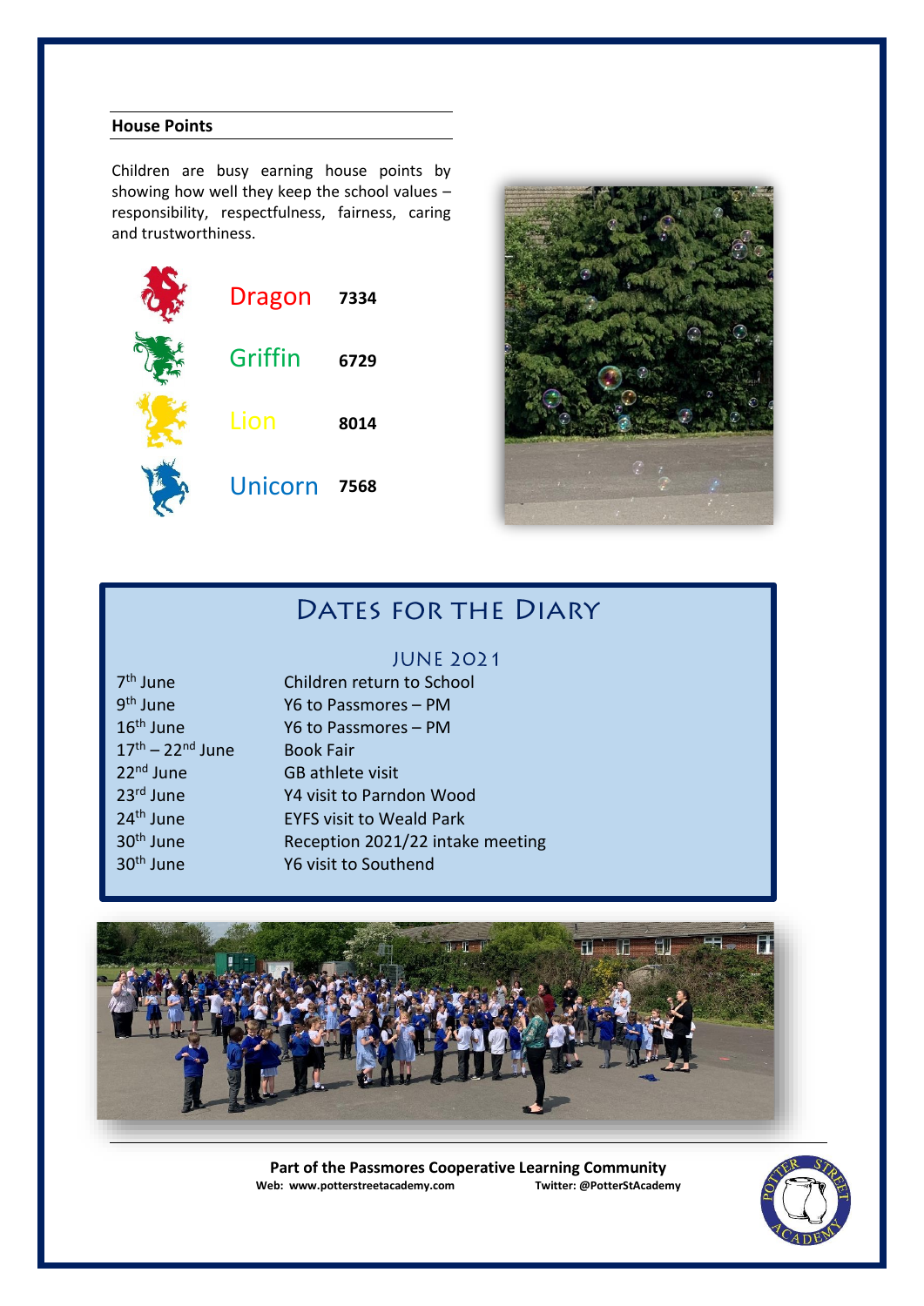## House Points

Children are busy earning house points by showing how well they keep the school values – responsibility, respectfulness, fairness, caring and trustworthiness.

| | |
|---|---|
| Dragon | **7334** |
| Griffin | **6729** |
| Lion | **8014** |
| Unicorn | **7568** |

## Dates for the Diary

### June 2021

| | |
|---|---|
| 7th June | Children return to School |
| 9th June | Y6 to Passmores – PM |
| 16th June | Y6 to Passmores – PM |
| 17th – 22nd June | Book Fair |
| 22nd June | GB athlete visit |
| 23rd June | Y4 visit to Parndon Wood |
| 24th June | EYFS visit to Weald Park |
| 30th June | Reception 2021/22 intake meeting |
| 30th June | Y6 visit to Southend |

**Part of the Passmores Cooperative Learning Community**
**Web: www.potterstreetacademy.com** **Twitter: @PotterStAcademy**